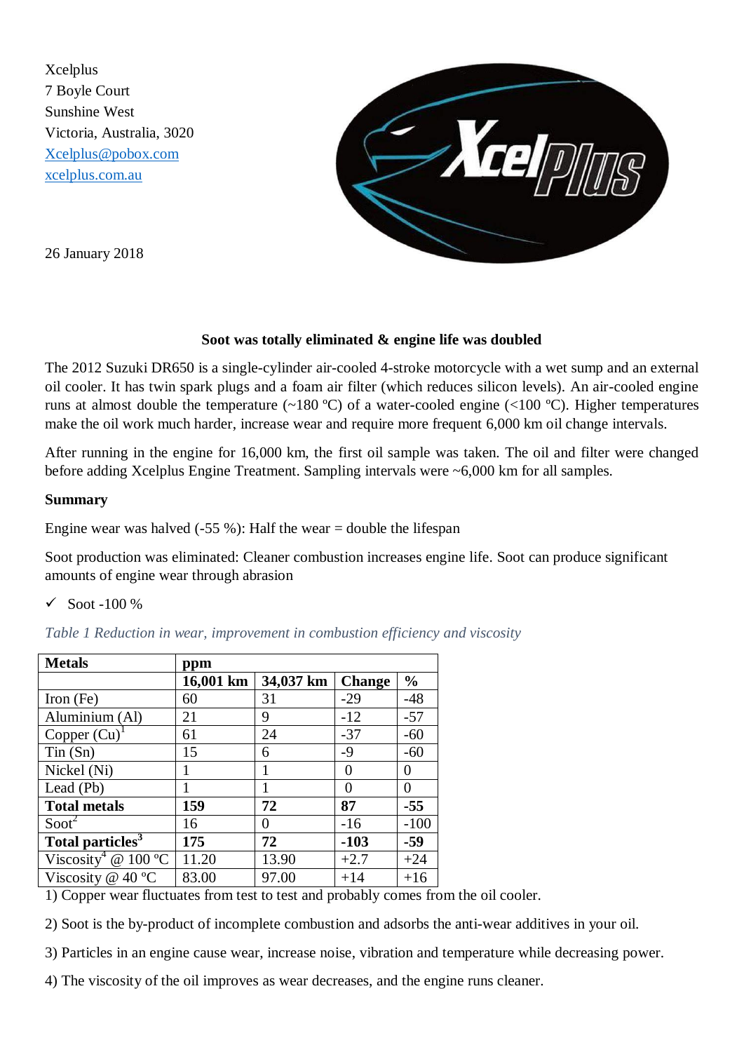Xcelplus
7 Boyle Court
Sunshine West
Victoria, Australia, 3020
Xcelplus@pobox.com
xcelplus.com.au

26 January 2018

## Soot was totally eliminated & engine life was doubled

The 2012 Suzuki DR650 is a single-cylinder air-cooled 4-stroke motorcycle with a wet sump and an external oil cooler. It has twin spark plugs and a foam air filter (which reduces silicon levels). An air-cooled engine runs at almost double the temperature (~180 ºC) of a water-cooled engine (<100 ºC). Higher temperatures make the oil work much harder, increase wear and require more frequent 6,000 km oil change intervals.

After running in the engine for 16,000 km, the first oil sample was taken. The oil and filter were changed before adding Xcelplus Engine Treatment. Sampling intervals were ~6,000 km for all samples.

**Summary**

Engine wear was halved (-55 %): Half the wear = double the lifespan

Soot production was eliminated: Cleaner combustion increases engine life. Soot can produce significant amounts of engine wear through abrasion

- ✓ Soot -100 %

*Table 1 Reduction in wear, improvement in combustion efficiency and viscosity*

| **Metals** | **ppm** | | | |
|---|---|---|---|---|
| | **16,001 km** | **34,037 km** | **Change** | **%** |
| Iron (Fe) | 60 | 31 | -29 | -48 |
| Aluminium (Al) | 21 | 9 | -12 | -57 |
| Copper (Cu)[1] | 61 | 24 | -37 | -60 |
| Tin (Sn) | 15 | 6 | -9 | -60 |
| Nickel (Ni) | 1 | 1 | 0 | 0 |
| Lead (Pb) | 1 | 1 | 0 | 0 |
| **Total metals** | **159** | **72** | **87** | **-55** |
| Soot[2] | 16 | 0 | -16 | -100 |
| **Total particles**[3] | **175** | **72** | **-103** | **-59** |
| Viscosity[4] @ 100 ºC | 11.20 | 13.90 | +2.7 | +24 |
| Viscosity @ 40 ºC | 83.00 | 97.00 | +14 | +16 |

1) Copper wear fluctuates from test to test and probably comes from the oil cooler.

2) Soot is the by-product of incomplete combustion and adsorbs the anti-wear additives in your oil.

3) Particles in an engine cause wear, increase noise, vibration and temperature while decreasing power.

4) The viscosity of the oil improves as wear decreases, and the engine runs cleaner.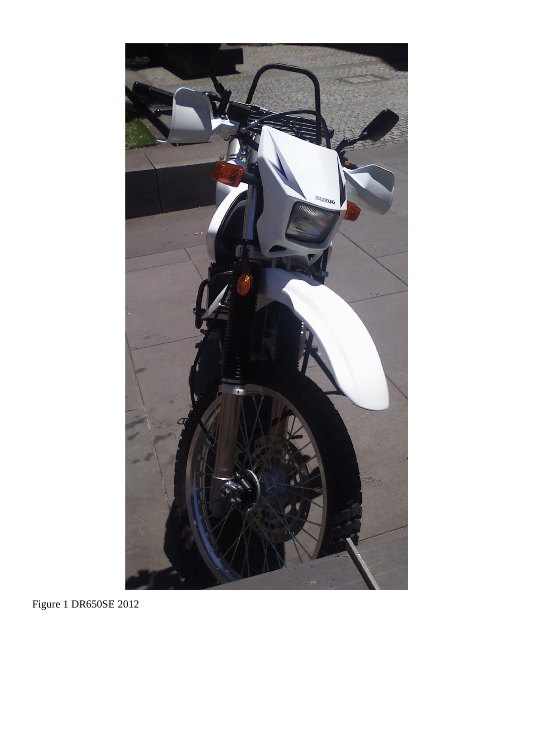Figure 1 DR650SE 2012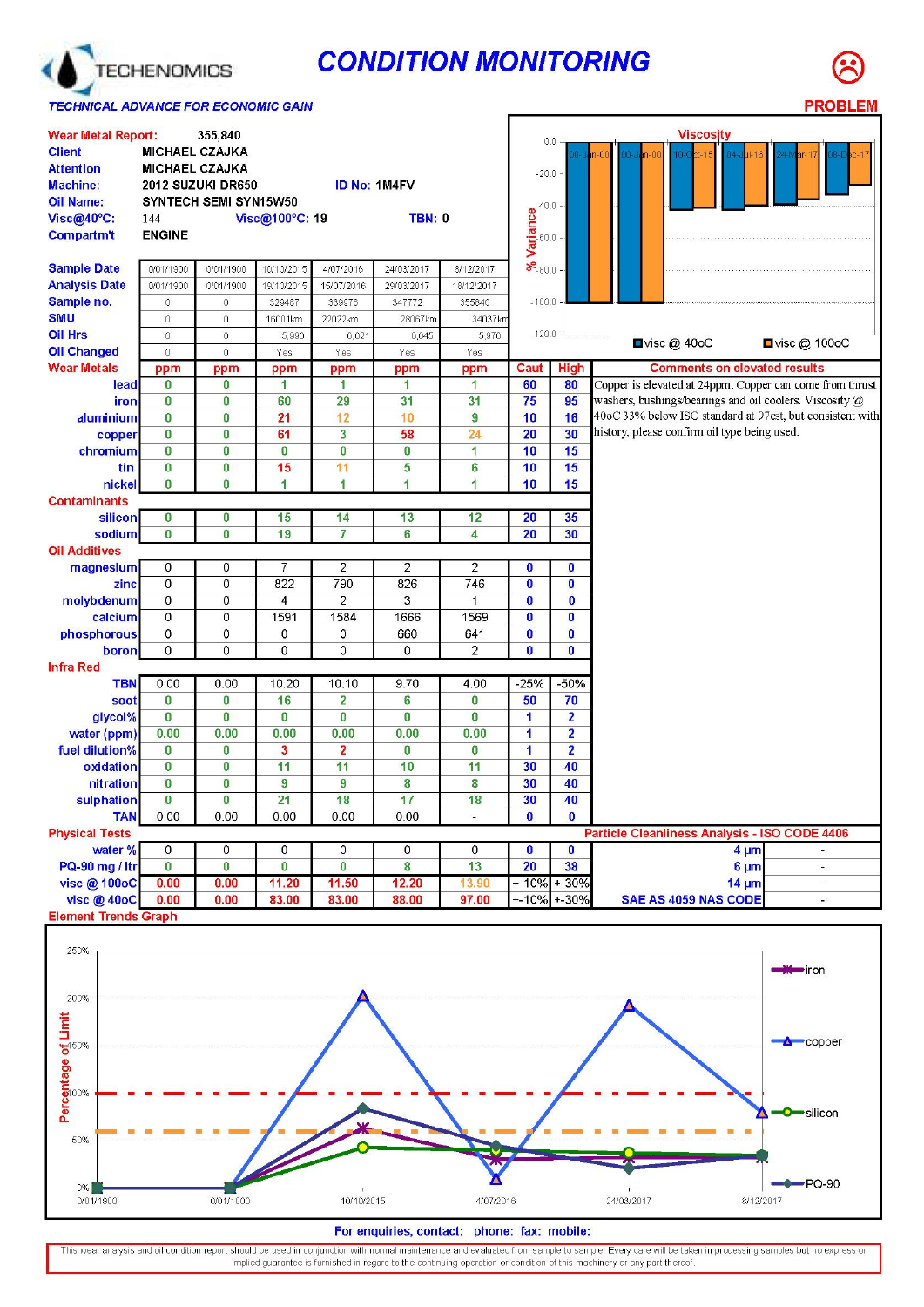TECHENOMICS

# CONDITION MONITORING

TECHNICAL ADVANCE FOR ECONOMIC GAIN

PROBLEM

| | | | |
|---|---|---|---|
| Wear Metal Report: | 355,840 | | |
| Client | MICHAEL CZAJKA | | |
| Attention | MICHAEL CZAJKA | | |
| Machine: | 2012 SUZUKI DR650 | ID No: | 1M4FV |
| Oil Name: | SYNTECH SEMI SYN15W50 | | |
| Visc@40°C: | 144 | Visc@100°C: 19 | TBN: 0 |
| Compartm't | ENGINE | | |

Viscosity

0.0
-20.0
-40.0
-60.0
-80.0
-100.0
-120.0

% Variance

00-Jan-00
00-Jan-00
10-Oct-15
04-Jul-16
24-Mar-17
08-Dec-17

visc @ 40oC
visc @ 100oC

| | | | | | | | | |
|---|---|---|---|---|---|---|---|---|
| Sample Date | 0/01/1900 | 0/01/1900 | 10/10/2015 | 4/07/2016 | 24/03/2017 | 8/12/2017 | | |
| Analysis Date | 0/01/1900 | 0/01/1900 | 19/10/2015 | 15/07/2016 | 29/03/2017 | 18/12/2017 | | |
| Sample no. | 0 | 0 | 329467 | 339976 | 347772 | 355840 | | |
| SMU | 0 | 0 | 16001km | 22022km | 28067km | 34037km | | |
| Oil Hrs | 0 | 0 | 5,990 | 6,021 | 6,045 | 5,970 | | |
| Oil Changed | 0 | 0 | Yes | Yes | Yes | Yes | | |
| **Wear Metals** | ppm | ppm | ppm | ppm | ppm | ppm | Caut | High |
| lead | 0 | 0 | 1 | 1 | 1 | 1 | 60 | 80 |
| iron | 0 | 0 | 60 | 29 | 31 | 31 | 75 | 95 |
| aluminium | 0 | 0 | 21 | 12 | 10 | 9 | 10 | 16 |
| copper | 0 | 0 | 61 | 3 | 58 | 24 | 20 | 30 |
| chromium | 0 | 0 | 0 | 0 | 0 | 1 | 10 | 15 |
| tin | 0 | 0 | 15 | 11 | 5 | 6 | 10 | 15 |
| nickel | 0 | 0 | 1 | 1 | 1 | 1 | 10 | 15 |
| **Contaminants** | | | | | | | | |
| silicon | 0 | 0 | 15 | 14 | 13 | 12 | 20 | 35 |
| sodium | 0 | 0 | 19 | 7 | 6 | 4 | 20 | 30 |
| **Oil Additives** | | | | | | | | |
| magnesium | 0 | 0 | 7 | 2 | 2 | 2 | 0 | 0 |
| zinc | 0 | 0 | 822 | 790 | 826 | 746 | 0 | 0 |
| molybdenum | 0 | 0 | 4 | 2 | 3 | 1 | 0 | 0 |
| calcium | 0 | 0 | 1591 | 1584 | 1666 | 1569 | 0 | 0 |
| phosphorous | 0 | 0 | 0 | 0 | 660 | 641 | 0 | 0 |
| boron | 0 | 0 | 0 | 0 | 0 | 2 | 0 | 0 |
| **Infra Red** | | | | | | | | |
| TBN | 0.00 | 0.00 | 10.20 | 10.10 | 9.70 | 4.00 | -25% | -50% |
| soot | 0 | 0 | 16 | 2 | 6 | 0 | 50 | 70 |
| glycol% | 0 | 0 | 0 | 0 | 0 | 0 | 1 | 2 |
| water (ppm) | 0.00 | 0.00 | 0.00 | 0.00 | 0.00 | 0.00 | 1 | 2 |
| fuel dilution% | 0 | 0 | 3 | 2 | 0 | 0 | 1 | 2 |
| oxidation | 0 | 0 | 11 | 11 | 10 | 11 | 30 | 40 |
| nitration | 0 | 0 | 9 | 9 | 8 | 8 | 30 | 40 |
| sulphation | 0 | 0 | 21 | 18 | 17 | 18 | 30 | 40 |
| TAN | 0.00 | 0.00 | 0.00 | 0.00 | 0.00 | - | 0 | 0 |
| **Physical Tests** | | | | | | | | |
| water % | 0 | 0 | 0 | 0 | 0 | 0 | 0 | 0 |
| PQ-90 mg / ltr | 0 | 0 | 0 | 0 | 8 | 13 | 20 | 38 |
| visc @ 100oC | 0.00 | 0.00 | 11.20 | 11.50 | 12.20 | 13.90 | +-10% | +-30% |
| visc @ 40oC | 0.00 | 0.00 | 83.00 | 83.00 | 88.00 | 97.00 | +-10% | +-30% |

**Comments on elevated results**

Copper is elevated at 24ppm. Copper can come from thrust washers, bushings/bearings and oil coolers. Viscosity @ 40oC 33% below ISO standard at 97cst, but consistent with history, please confirm oil type being used.

**Particle Cleanliness Analysis - ISO CODE 4406**

| | |
|---|---|
| 4 µm | - |
| 6 µm | - |
| 14 µm | - |
| SAE AS 4059 NAS CODE | - |

Element Trends Graph

250%
200%
150%
100%
50%
0%

Percentage of Limit

0/01/1900
0/01/1900
10/10/2015
4/07/2016
24/03/2017
8/12/2017

iron
copper
silicon
PQ-90

For enquiries, contact: phone: fax: mobile:

This wear analysis and oil condition report should be used in conjunction with normal maintenance and evaluated from sample to sample. Every care will be taken in processing samples but no express or implied guarantee is furnished in regard to the continuing operation or condition of this machinery or any part thereof.